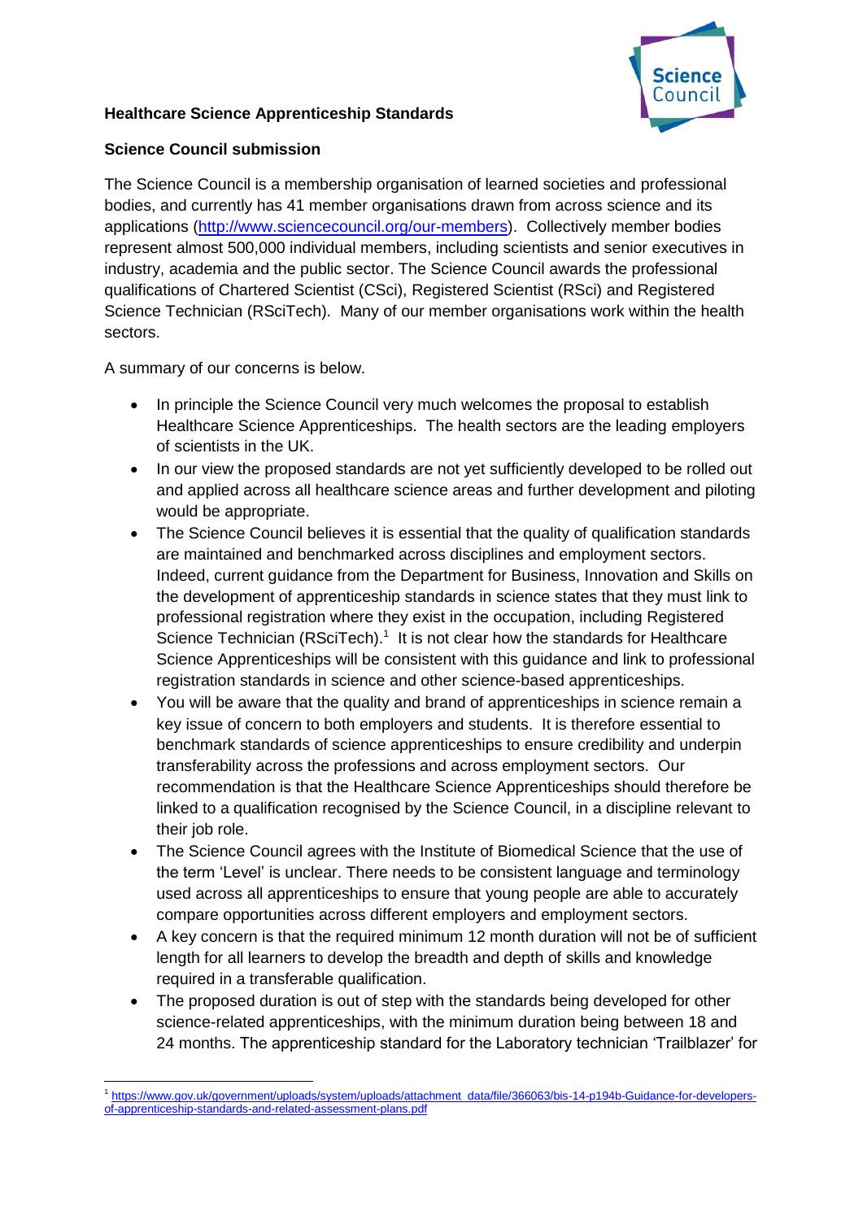**Healthcare Science Apprenticeship Standards**

**Science Council submission**

The Science Council is a membership organisation of learned societies and professional bodies, and currently has 41 member organisations drawn from across science and its applications (http://www.sciencecouncil.org/our-members). Collectively member bodies represent almost 500,000 individual members, including scientists and senior executives in industry, academia and the public sector. The Science Council awards the professional qualifications of Chartered Scientist (CSci), Registered Scientist (RSci) and Registered Science Technician (RSciTech). Many of our member organisations work within the health sectors.

A summary of our concerns is below.

- In principle the Science Council very much welcomes the proposal to establish Healthcare Science Apprenticeships. The health sectors are the leading employers of scientists in the UK.
- In our view the proposed standards are not yet sufficiently developed to be rolled out and applied across all healthcare science areas and further development and piloting would be appropriate.
- The Science Council believes it is essential that the quality of qualification standards are maintained and benchmarked across disciplines and employment sectors. Indeed, current guidance from the Department for Business, Innovation and Skills on the development of apprenticeship standards in science states that they must link to professional registration where they exist in the occupation, including Registered Science Technician (RSciTech).[1] It is not clear how the standards for Healthcare Science Apprenticeships will be consistent with this guidance and link to professional registration standards in science and other science-based apprenticeships.
- You will be aware that the quality and brand of apprenticeships in science remain a key issue of concern to both employers and students. It is therefore essential to benchmark standards of science apprenticeships to ensure credibility and underpin transferability across the professions and across employment sectors. Our recommendation is that the Healthcare Science Apprenticeships should therefore be linked to a qualification recognised by the Science Council, in a discipline relevant to their job role.
- The Science Council agrees with the Institute of Biomedical Science that the use of the term 'Level' is unclear. There needs to be consistent language and terminology used across all apprenticeships to ensure that young people are able to accurately compare opportunities across different employers and employment sectors.
- A key concern is that the required minimum 12 month duration will not be of sufficient length for all learners to develop the breadth and depth of skills and knowledge required in a transferable qualification.
- The proposed duration is out of step with the standards being developed for other science-related apprenticeships, with the minimum duration being between 18 and 24 months. The apprenticeship standard for the Laboratory technician 'Trailblazer' for

[1] https://www.gov.uk/government/uploads/system/uploads/attachment_data/file/366063/bis-14-p194b-Guidance-for-developers-of-apprenticeship-standards-and-related-assessment-plans.pdf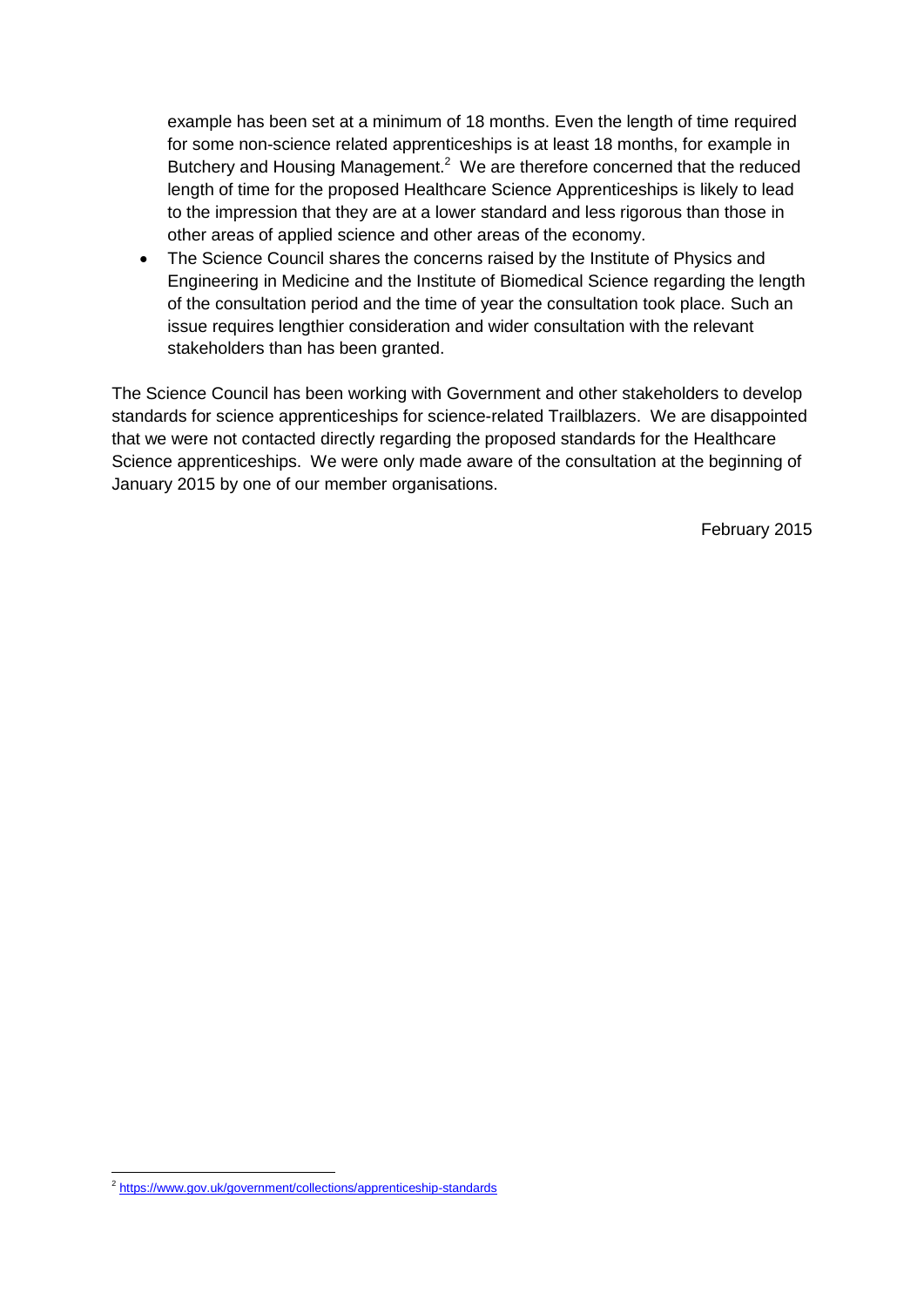example has been set at a minimum of 18 months. Even the length of time required for some non-science related apprenticeships is at least 18 months, for example in Butchery and Housing Management.[2] We are therefore concerned that the reduced length of time for the proposed Healthcare Science Apprenticeships is likely to lead to the impression that they are at a lower standard and less rigorous than those in other areas of applied science and other areas of the economy.

- The Science Council shares the concerns raised by the Institute of Physics and Engineering in Medicine and the Institute of Biomedical Science regarding the length of the consultation period and the time of year the consultation took place. Such an issue requires lengthier consideration and wider consultation with the relevant stakeholders than has been granted.

The Science Council has been working with Government and other stakeholders to develop standards for science apprenticeships for science-related Trailblazers. We are disappointed that we were not contacted directly regarding the proposed standards for the Healthcare Science apprenticeships. We were only made aware of the consultation at the beginning of January 2015 by one of our member organisations.

February 2015

[2] https://www.gov.uk/government/collections/apprenticeship-standards